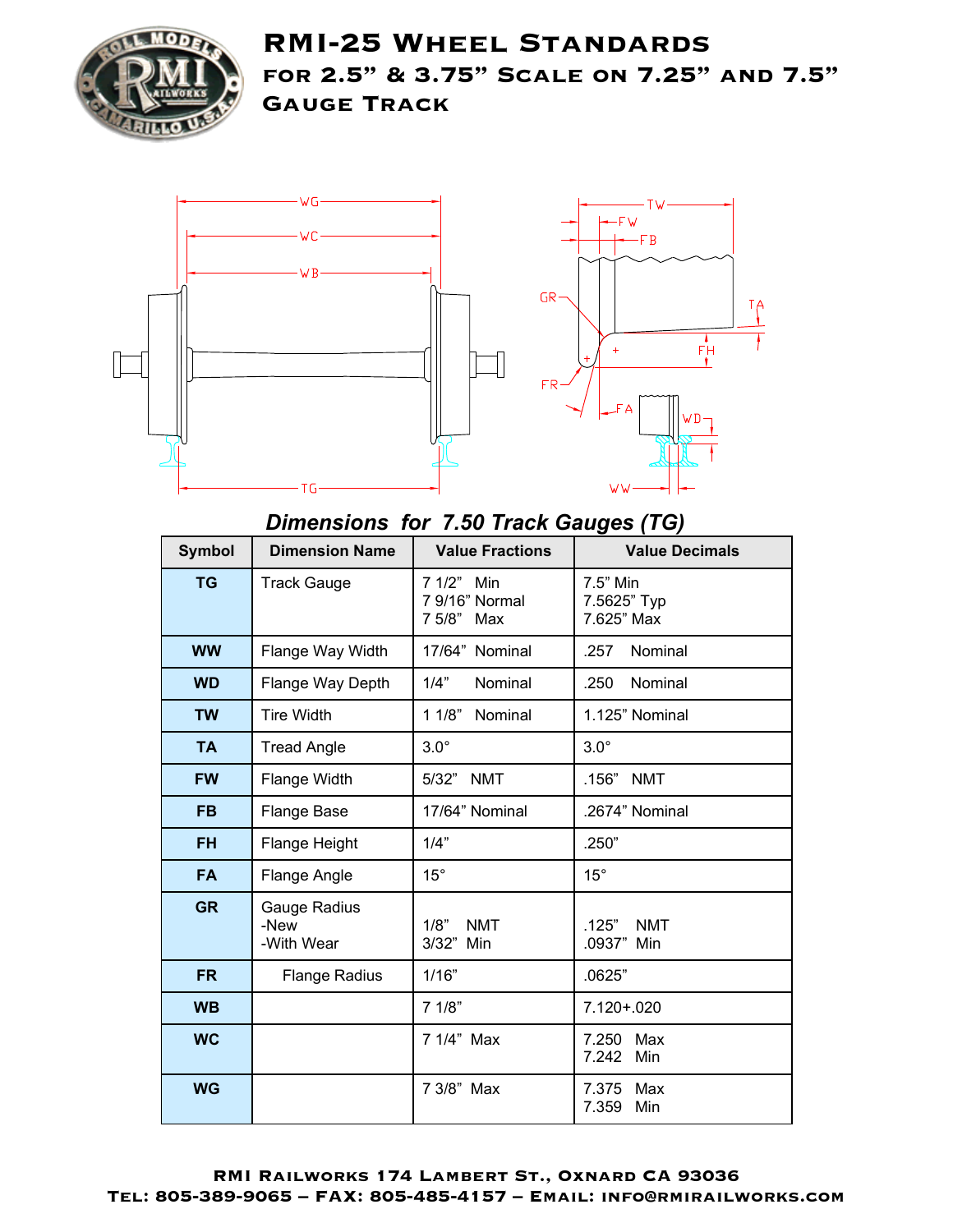# RMI-25 Wheel Standards

## for 2.5" & 3.75" Scale on 7.25" and 7.5" Gauge Track

### *Dimensions for 7.50 Track Gauges (TG)*

| Symbol | Dimension Name | Value Fractions | Value Decimals |
|---|---|---|---|
| TG | Track Gauge | 7 1/2" Min<br>7 9/16" Normal<br>7 5/8" Max | 7.5" Min<br>7.5625" Typ<br>7.625" Max |
| WW | Flange Way Width | 17/64" Nominal | .257 Nominal |
| WD | Flange Way Depth | 1/4" Nominal | .250 Nominal |
| TW | Tire Width | 1 1/8" Nominal | 1.125" Nominal |
| TA | Tread Angle | 3.0° | 3.0° |
| FW | Flange Width | 5/32" NMT | .156" NMT |
| FB | Flange Base | 17/64" Nominal | .2674" Nominal |
| FH | Flange Height | 1/4" | .250" |
| FA | Flange Angle | 15° | 15° |
| GR | Gauge Radius<br>-New<br>-With Wear | <br>1/8" NMT<br>3/32" Min | <br>.125" NMT<br>.0937" Min |
| FR | Flange Radius | 1/16" | .0625" |
| WB | | 7 1/8" | 7.120+.020 |
| WC | | 7 1/4" Max | 7.250 Max<br>7.242 Min |
| WG | | 7 3/8" Max | 7.375 Max<br>7.359 Min |

RMI Railworks 174 Lambert St., Oxnard CA 93036
Tel: 805-389-9065 – Fax: 805-485-4157 – Email: info@rmirailworks.com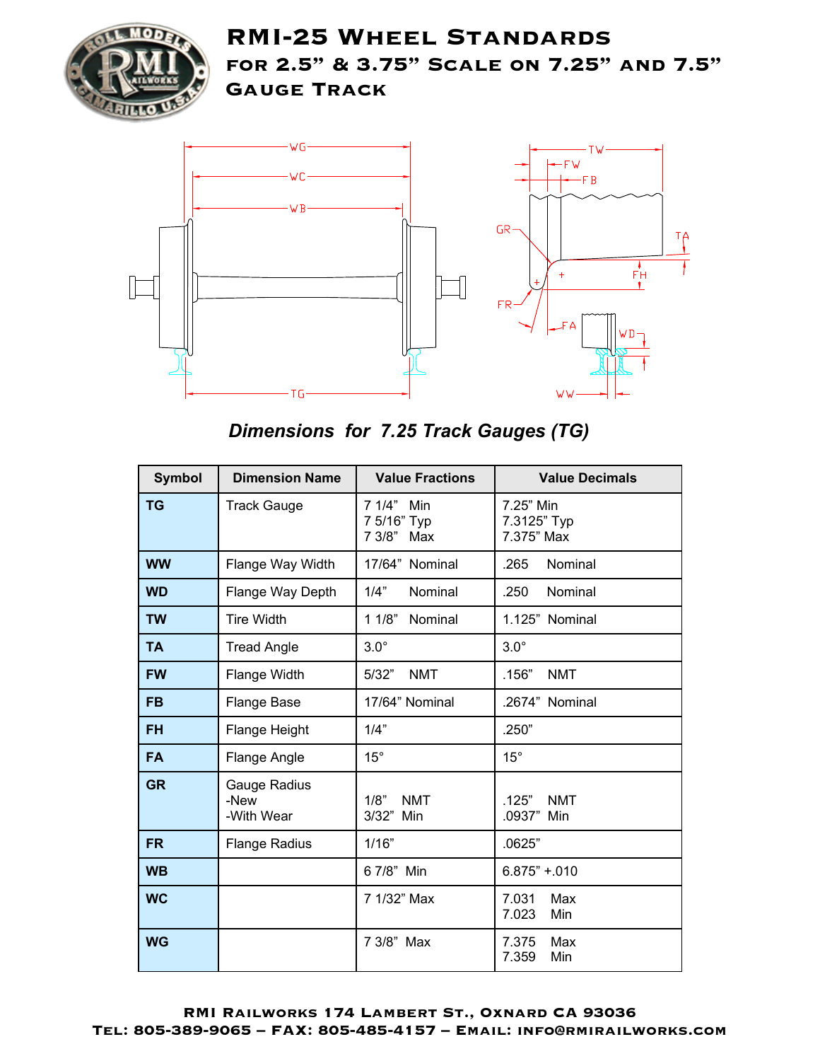# RMI-25 Wheel Standards

## for 2.5" & 3.75" Scale on 7.25" and 7.5" Gauge Track

### *Dimensions for 7.25 Track Gauges (TG)*

| Symbol | Dimension Name | Value Fractions | Value Decimals |
|---|---|---|---|
| **TG** | Track Gauge | 7 1/4" Min<br>7 5/16" Typ<br>7 3/8" Max | 7.25" Min<br>7.3125" Typ<br>7.375" Max |
| **WW** | Flange Way Width | 17/64" Nominal | .265 Nominal |
| **WD** | Flange Way Depth | 1/4" Nominal | .250 Nominal |
| **TW** | Tire Width | 1 1/8" Nominal | 1.125" Nominal |
| **TA** | Tread Angle | 3.0° | 3.0° |
| **FW** | Flange Width | 5/32" NMT | .156" NMT |
| **FB** | Flange Base | 17/64" Nominal | .2674" Nominal |
| **FH** | Flange Height | 1/4" | .250" |
| **FA** | Flange Angle | 15° | 15° |
| **GR** | Gauge Radius<br>-New<br>-With Wear | <br>1/8" NMT<br>3/32" Min | <br>.125" NMT<br>.0937" Min |
| **FR** | Flange Radius | 1/16" | .0625" |
| **WB** | | 6 7/8" Min | 6.875" +.010 |
| **WC** | | 7 1/32" Max | 7.031 Max<br>7.023 Min |
| **WG** | | 7 3/8" Max | 7.375 Max<br>7.359 Min |

RMI Railworks 174 Lambert St., Oxnard CA 93036
Tel: 805-389-9065 – Fax: 805-485-4157 – Email: info@rmirailworks.com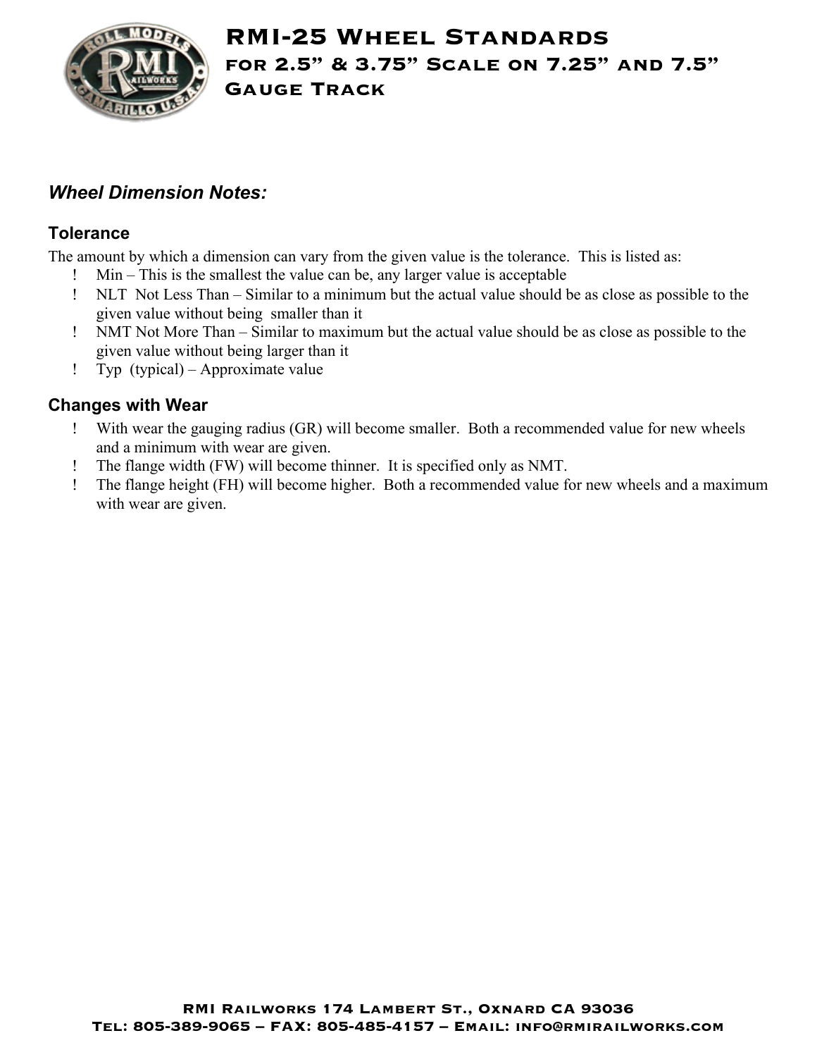## *Wheel Dimension Notes:*

### Tolerance

The amount by which a dimension can vary from the given value is the tolerance. This is listed as:

- Min – This is the smallest the value can be, any larger value is acceptable
- NLT Not Less Than – Similar to a minimum but the actual value should be as close as possible to the given value without being smaller than it
- NMT Not More Than – Similar to maximum but the actual value should be as close as possible to the given value without being larger than it
- Typ (typical) – Approximate value

### Changes with Wear

- With wear the gauging radius (GR) will become smaller. Both a recommended value for new wheels and a minimum with wear are given.
- The flange width (FW) will become thinner. It is specified only as NMT.
- The flange height (FH) will become higher. Both a recommended value for new wheels and a maximum with wear are given.